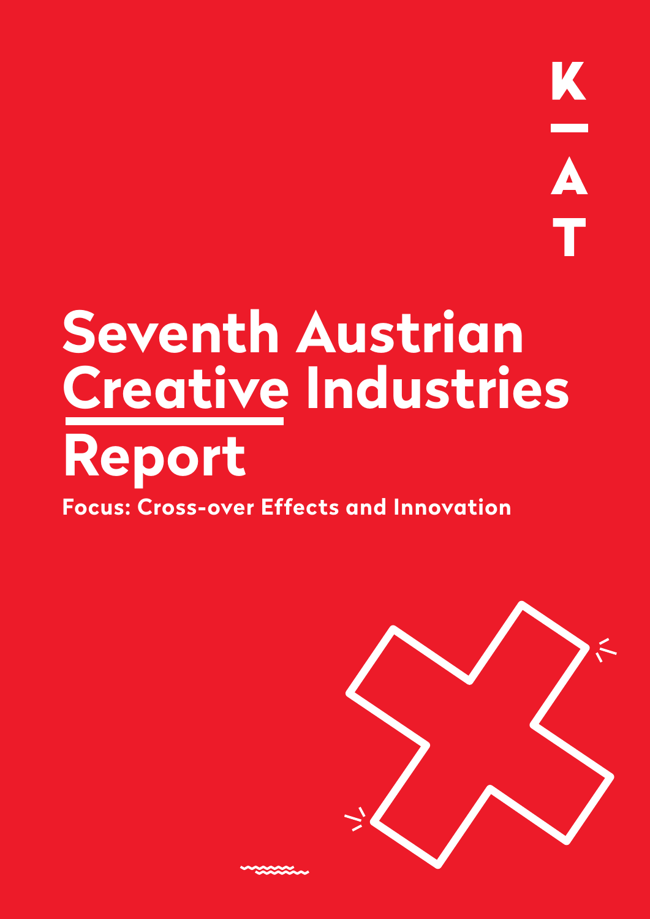K
—
A
T

# Seventh Austrian Creative Industries Report

**Focus: Cross-over Effects and Innovation**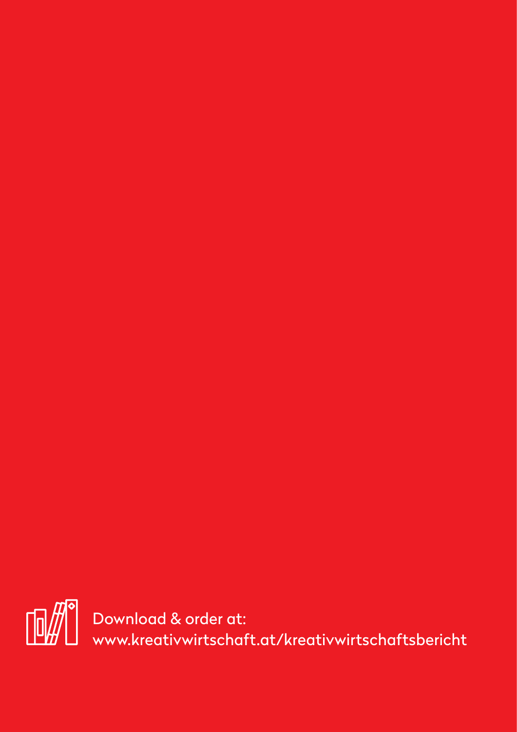Download & order at:
www.kreativwirtschaft.at/kreativwirtschaftsbericht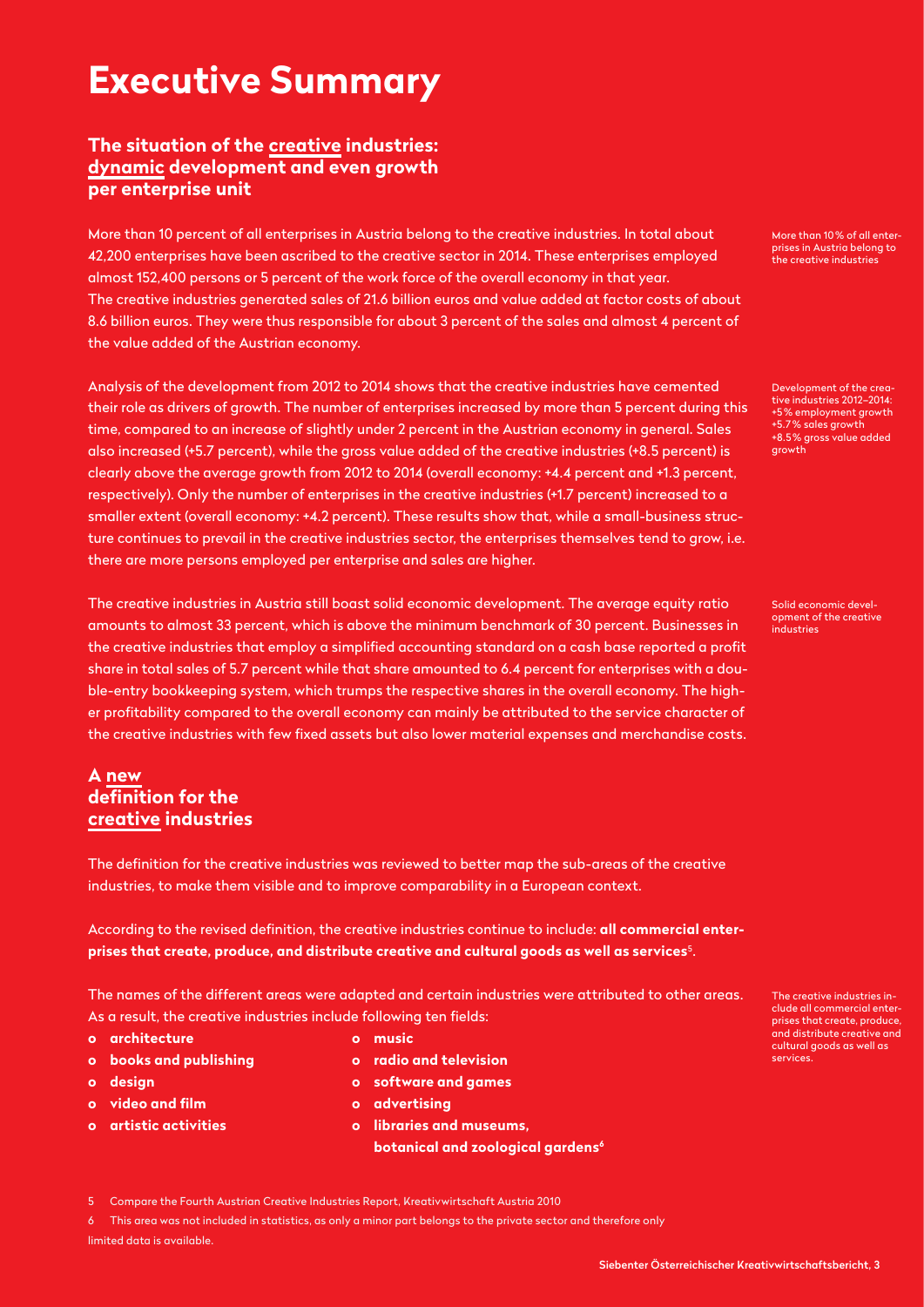# Executive Summary

## The situation of the creative industries: dynamic development and even growth per enterprise unit

More than 10 percent of all enterprises in Austria belong to the creative industries. In total about 42,200 enterprises have been ascribed to the creative sector in 2014. These enterprises employed almost 152,400 persons or 5 percent of the work force of the overall economy in that year. The creative industries generated sales of 21.6 billion euros and value added at factor costs of about 8.6 billion euros. They were thus responsible for about 3 percent of the sales and almost 4 percent of the value added of the Austrian economy.

More than 10% of all enterprises in Austria belong to the creative industries

Analysis of the development from 2012 to 2014 shows that the creative industries have cemented their role as drivers of growth. The number of enterprises increased by more than 5 percent during this time, compared to an increase of slightly under 2 percent in the Austrian economy in general. Sales also increased (+5.7 percent), while the gross value added of the creative industries (+8.5 percent) is clearly above the average growth from 2012 to 2014 (overall economy: +4.4 percent and +1.3 percent, respectively). Only the number of enterprises in the creative industries (+1.7 percent) increased to a smaller extent (overall economy: +4.2 percent). These results show that, while a small-business structure continues to prevail in the creative industries sector, the enterprises themselves tend to grow, i.e. there are more persons employed per enterprise and sales are higher.

Development of the creative industries 2012–2014: +5% employment growth +5.7% sales growth +8.5% gross value added growth

The creative industries in Austria still boast solid economic development. The average equity ratio amounts to almost 33 percent, which is above the minimum benchmark of 30 percent. Businesses in the creative industries that employ a simplified accounting standard on a cash base reported a profit share in total sales of 5.7 percent while that share amounted to 6.4 percent for enterprises with a double-entry bookkeeping system, which trumps the respective shares in the overall economy. The higher profitability compared to the overall economy can mainly be attributed to the service character of the creative industries with few fixed assets but also lower material expenses and merchandise costs.

Solid economic development of the creative industries

## A new definition for the creative industries

The definition for the creative industries was reviewed to better map the sub-areas of the creative industries, to make them visible and to improve comparability in a European context.

According to the revised definition, the creative industries continue to include: **all commercial enterprises that create, produce, and distribute creative and cultural goods as well as services**[5].

The names of the different areas were adapted and certain industries were attributed to other areas. As a result, the creative industries include following ten fields:

The creative industries include all commercial enterprises that create, produce, and distribute creative and cultural goods as well as services.

- **architecture**
- **books and publishing**
- **design**
- **video and film**
- **artistic activities**
- **music**
- **radio and television**
- **software and games**
- **advertising**
- **libraries and museums, botanical and zoological gardens**[6]

5 Compare the Fourth Austrian Creative Industries Report, Kreativwirtschaft Austria 2010

6 This area was not included in statistics, as only a minor part belongs to the private sector and therefore only limited data is available.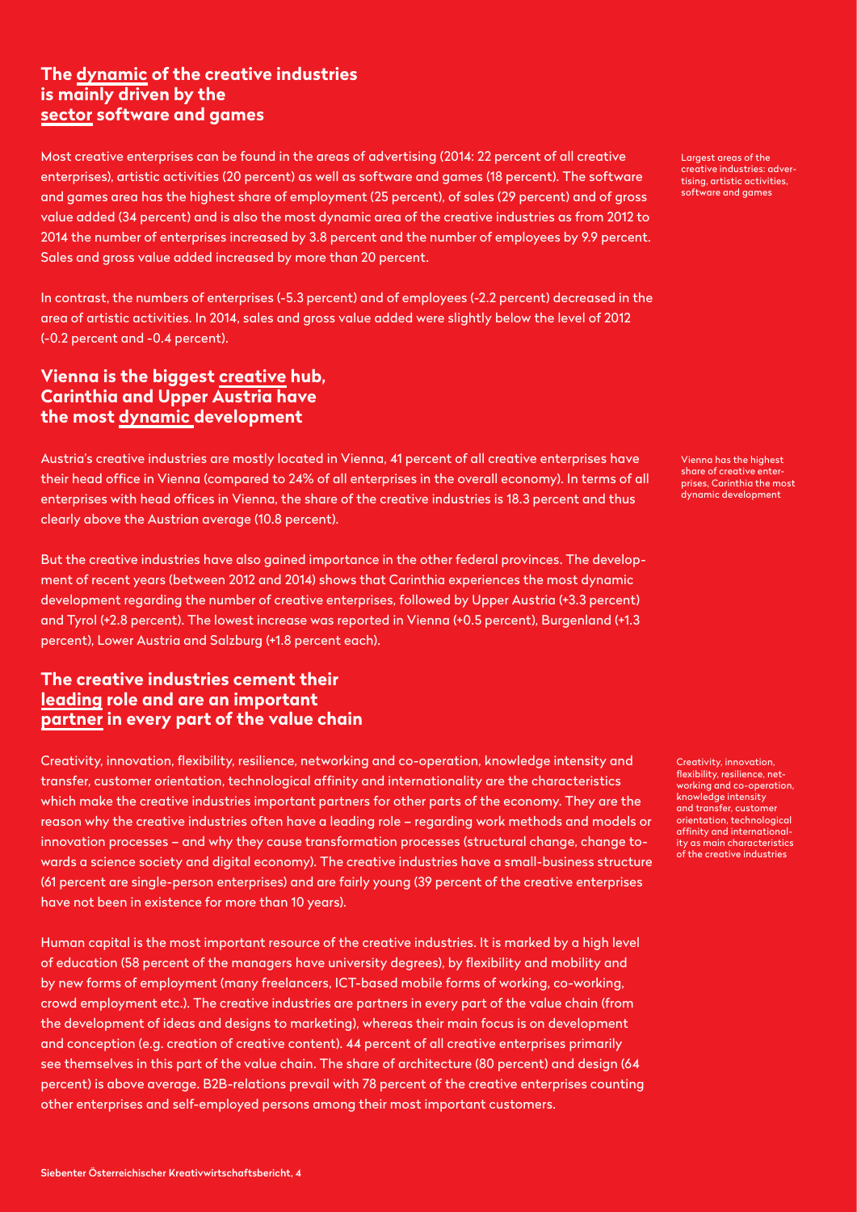## The dynamic of the creative industries is mainly driven by the sector software and games

Largest areas of the creative industries: advertising, artistic activities, software and games

Most creative enterprises can be found in the areas of advertising (2014: 22 percent of all creative enterprises), artistic activities (20 percent) as well as software and games (18 percent). The software and games area has the highest share of employment (25 percent), of sales (29 percent) and of gross value added (34 percent) and is also the most dynamic area of the creative industries as from 2012 to 2014 the number of enterprises increased by 3.8 percent and the number of employees by 9.9 percent. Sales and gross value added increased by more than 20 percent.

In contrast, the numbers of enterprises (-5.3 percent) and of employees (-2.2 percent) decreased in the area of artistic activities. In 2014, sales and gross value added were slightly below the level of 2012 (-0.2 percent and -0.4 percent).

## Vienna is the biggest creative hub, Carinthia and Upper Austria have the most dynamic development

Vienna has the highest share of creative enterprises, Carinthia the most dynamic development

Austria's creative industries are mostly located in Vienna, 41 percent of all creative enterprises have their head office in Vienna (compared to 24% of all enterprises in the overall economy). In terms of all enterprises with head offices in Vienna, the share of the creative industries is 18.3 percent and thus clearly above the Austrian average (10.8 percent).

But the creative industries have also gained importance in the other federal provinces. The development of recent years (between 2012 and 2014) shows that Carinthia experiences the most dynamic development regarding the number of creative enterprises, followed by Upper Austria (+3.3 percent) and Tyrol (+2.8 percent). The lowest increase was reported in Vienna (+0.5 percent), Burgenland (+1.3 percent), Lower Austria and Salzburg (+1.8 percent each).

## The creative industries cement their leading role and are an important partner in every part of the value chain

Creativity, innovation, flexibility, resilience, networking and co-operation, knowledge intensity and transfer, customer orientation, technological affinity and internationality as main characteristics of the creative industries

Creativity, innovation, flexibility, resilience, networking and co-operation, knowledge intensity and transfer, customer orientation, technological affinity and internationality are the characteristics which make the creative industries important partners for other parts of the economy. They are the reason why the creative industries often have a leading role – regarding work methods and models or innovation processes – and why they cause transformation processes (structural change, change towards a science society and digital economy). The creative industries have a small-business structure (61 percent are single-person enterprises) and are fairly young (39 percent of the creative enterprises have not been in existence for more than 10 years).

Human capital is the most important resource of the creative industries. It is marked by a high level of education (58 percent of the managers have university degrees), by flexibility and mobility and by new forms of employment (many freelancers, ICT-based mobile forms of working, co-working, crowd employment etc.). The creative industries are partners in every part of the value chain (from the development of ideas and designs to marketing), whereas their main focus is on development and conception (e.g. creation of creative content). 44 percent of all creative enterprises primarily see themselves in this part of the value chain. The share of architecture (80 percent) and design (64 percent) is above average. B2B-relations prevail with 78 percent of the creative enterprises counting other enterprises and self-employed persons among their most important customers.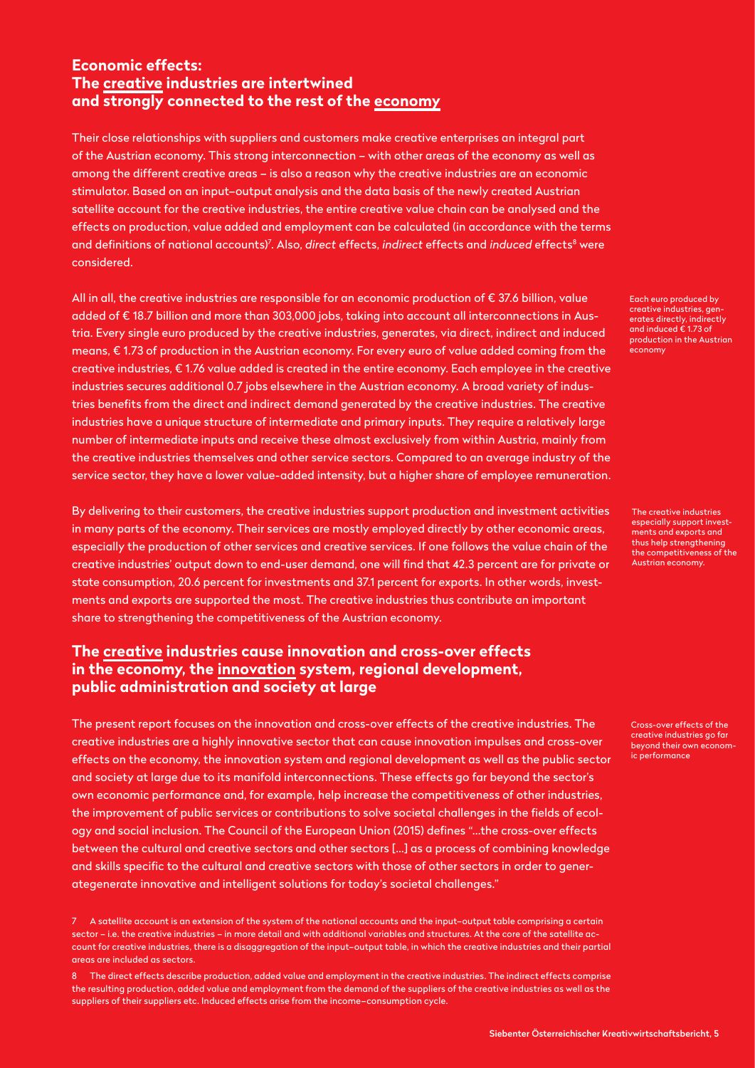## Economic effects: The creative industries are intertwined and strongly connected to the rest of the economy

Their close relationships with suppliers and customers make creative enterprises an integral part of the Austrian economy. This strong interconnection – with other areas of the economy as well as among the different creative areas – is also a reason why the creative industries are an economic stimulator. Based on an input–output analysis and the data basis of the newly created Austrian satellite account for the creative industries, the entire creative value chain can be analysed and the effects on production, value added and employment can be calculated (in accordance with the terms and definitions of national accounts)[7]. Also, *direct* effects, *indirect* effects and *induced* effects[8] were considered.

All in all, the creative industries are responsible for an economic production of € 37.6 billion, value added of € 18.7 billion and more than 303,000 jobs, taking into account all interconnections in Austria. Every single euro produced by the creative industries, generates, via direct, indirect and induced means, € 1.73 of production in the Austrian economy. For every euro of value added coming from the creative industries, € 1.76 value added is created in the entire economy. Each employee in the creative industries secures additional 0.7 jobs elsewhere in the Austrian economy. A broad variety of industries benefits from the direct and indirect demand generated by the creative industries. The creative industries have a unique structure of intermediate and primary inputs. They require a relatively large number of intermediate inputs and receive these almost exclusively from within Austria, mainly from the creative industries themselves and other service sectors. Compared to an average industry of the service sector, they have a lower value-added intensity, but a higher share of employee remuneration.

Each euro produced by creative industries, generates directly, indirectly and induced € 1.73 of production in the Austrian economy

By delivering to their customers, the creative industries support production and investment activities in many parts of the economy. Their services are mostly employed directly by other economic areas, especially the production of other services and creative services. If one follows the value chain of the creative industries' output down to end-user demand, one will find that 42.3 percent are for private or state consumption, 20.6 percent for investments and 37.1 percent for exports. In other words, investments and exports are supported the most. The creative industries thus contribute an important share to strengthening the competitiveness of the Austrian economy.

The creative industries especially support investments and exports and thus help strengthening the competitiveness of the Austrian economy.

## The creative industries cause innovation and cross-over effects in the economy, the innovation system, regional development, public administration and society at large

The present report focuses on the innovation and cross-over effects of the creative industries. The creative industries are a highly innovative sector that can cause innovation impulses and cross-over effects on the economy, the innovation system and regional development as well as the public sector and society at large due to its manifold interconnections. These effects go far beyond the sector's own economic performance and, for example, help increase the competitiveness of other industries, the improvement of public services or contributions to solve societal challenges in the fields of ecology and social inclusion. The Council of the European Union (2015) defines "…the cross-over effects between the cultural and creative sectors and other sectors […] as a process of combining knowledge and skills specific to the cultural and creative sectors with those of other sectors in order to generategenerate innovative and intelligent solutions for today's societal challenges."

Cross-over effects of the creative industries go far beyond their own economic performance

7 A satellite account is an extension of the system of the national accounts and the input–output table comprising a certain sector – i.e. the creative industries – in more detail and with additional variables and structures. At the core of the satellite account for creative industries, there is a disaggregation of the input–output table, in which the creative industries and their partial areas are included as sectors.

8 The direct effects describe production, added value and employment in the creative industries. The indirect effects comprise the resulting production, added value and employment from the demand of the suppliers of the creative industries as well as the suppliers of their suppliers etc. Induced effects arise from the income–consumption cycle.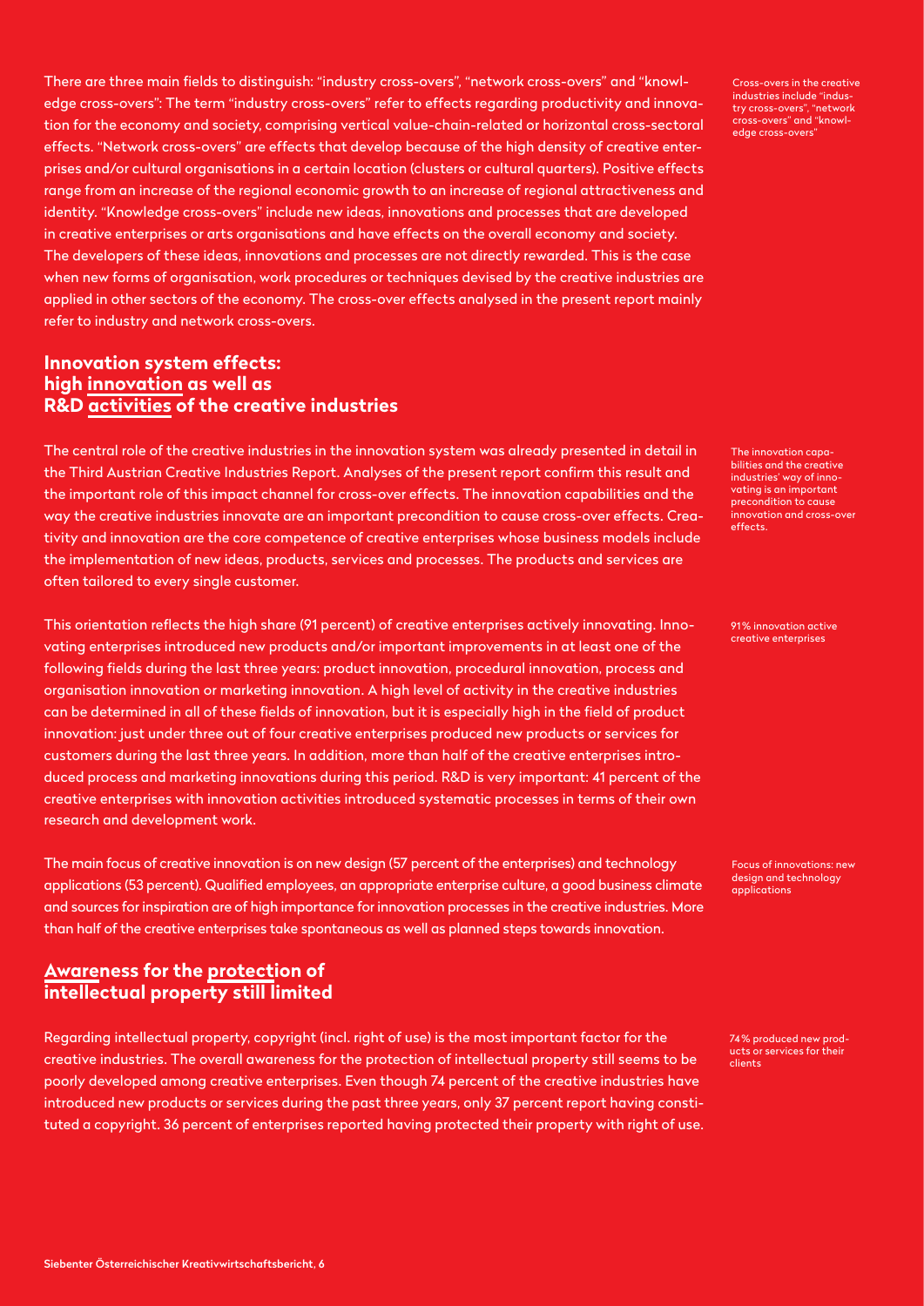There are three main fields to distinguish: "industry cross-overs", "network cross-overs" and "knowledge cross-overs": The term "industry cross-overs" refer to effects regarding productivity and innovation for the economy and society, comprising vertical value-chain-related or horizontal cross-sectoral effects. "Network cross-overs" are effects that develop because of the high density of creative enterprises and/or cultural organisations in a certain location (clusters or cultural quarters). Positive effects range from an increase of the regional economic growth to an increase of regional attractiveness and identity. "Knowledge cross-overs" include new ideas, innovations and processes that are developed in creative enterprises or arts organisations and have effects on the overall economy and society. The developers of these ideas, innovations and processes are not directly rewarded. This is the case when new forms of organisation, work procedures or techniques devised by the creative industries are applied in other sectors of the economy. The cross-over effects analysed in the present report mainly refer to industry and network cross-overs.

Cross-overs in the creative industries include "industry cross-overs", "network cross-overs" and "knowledge cross-overs"

## Innovation system effects: high innovation as well as R&D activities of the creative industries

The central role of the creative industries in the innovation system was already presented in detail in the Third Austrian Creative Industries Report. Analyses of the present report confirm this result and the important role of this impact channel for cross-over effects. The innovation capabilities and the way the creative industries innovate are an important precondition to cause cross-over effects. Creativity and innovation are the core competence of creative enterprises whose business models include the implementation of new ideas, products, services and processes. The products and services are often tailored to every single customer.

The innovation capabilities and the creative industries' way of innovating is an important precondition to cause innovation and cross-over effects.

This orientation reflects the high share (91 percent) of creative enterprises actively innovating. Innovating enterprises introduced new products and/or important improvements in at least one of the following fields during the last three years: product innovation, procedural innovation, process and organisation innovation or marketing innovation. A high level of activity in the creative industries can be determined in all of these fields of innovation, but it is especially high in the field of product innovation: just under three out of four creative enterprises produced new products or services for customers during the last three years. In addition, more than half of the creative enterprises introduced process and marketing innovations during this period. R&D is very important: 41 percent of the creative enterprises with innovation activities introduced systematic processes in terms of their own research and development work.

91% innovation active creative enterprises

The main focus of creative innovation is on new design (57 percent of the enterprises) and technology applications (53 percent). Qualified employees, an appropriate enterprise culture, a good business climate and sources for inspiration are of high importance for innovation processes in the creative industries. More than half of the creative enterprises take spontaneous as well as planned steps towards innovation.

Focus of innovations: new design and technology applications

## Awareness for the protection of intellectual property still limited

Regarding intellectual property, copyright (incl. right of use) is the most important factor for the creative industries. The overall awareness for the protection of intellectual property still seems to be poorly developed among creative enterprises. Even though 74 percent of the creative industries have introduced new products or services during the past three years, only 37 percent report having constituted a copyright. 36 percent of enterprises reported having protected their property with right of use.

74% produced new products or services for their clients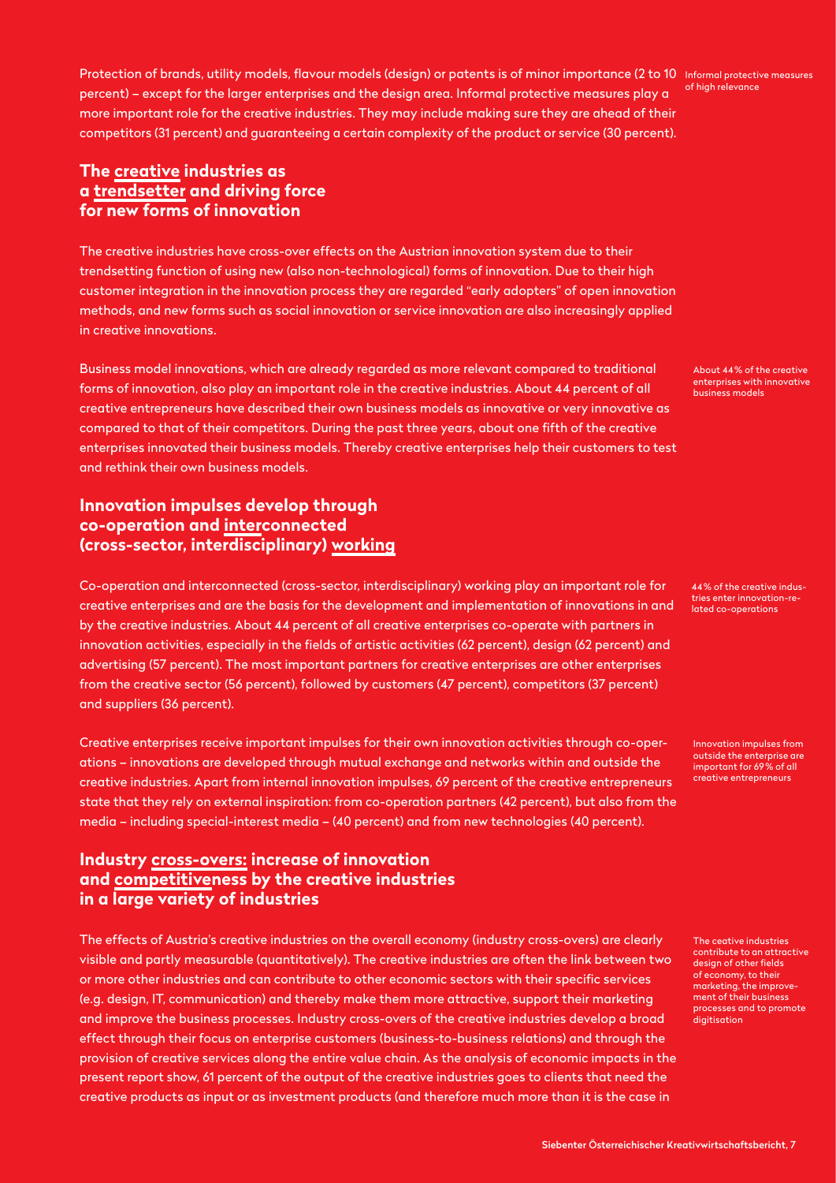Protection of brands, utility models, flavour models (design) or patents is of minor importance (2 to 10 percent) – except for the larger enterprises and the design area. Informal protective measures play a more important role for the creative industries. They may include making sure they are ahead of their competitors (31 percent) and guaranteeing a certain complexity of the product or service (30 percent).

Informal protective measures of high relevance

## The creative industries as a trendsetter and driving force for new forms of innovation

The creative industries have cross-over effects on the Austrian innovation system due to their trendsetting function of using new (also non-technological) forms of innovation. Due to their high customer integration in the innovation process they are regarded "early adopters" of open innovation methods, and new forms such as social innovation or service innovation are also increasingly applied in creative innovations.

Business model innovations, which are already regarded as more relevant compared to traditional forms of innovation, also play an important role in the creative industries. About 44 percent of all creative entrepreneurs have described their own business models as innovative or very innovative as compared to that of their competitors. During the past three years, about one fifth of the creative enterprises innovated their business models. Thereby creative enterprises help their customers to test and rethink their own business models.

About 44% of the creative enterprises with innovative business models

## Innovation impulses develop through co-operation and interconnected (cross-sector, interdisciplinary) working

Co-operation and interconnected (cross-sector, interdisciplinary) working play an important role for creative enterprises and are the basis for the development and implementation of innovations in and by the creative industries. About 44 percent of all creative enterprises co-operate with partners in innovation activities, especially in the fields of artistic activities (62 percent), design (62 percent) and advertising (57 percent). The most important partners for creative enterprises are other enterprises from the creative sector (56 percent), followed by customers (47 percent), competitors (37 percent) and suppliers (36 percent).

44% of the creative industries enter innovation-related co-operations

Creative enterprises receive important impulses for their own innovation activities through co-operations – innovations are developed through mutual exchange and networks within and outside the creative industries. Apart from internal innovation impulses, 69 percent of the creative entrepreneurs state that they rely on external inspiration: from co-operation partners (42 percent), but also from the media – including special-interest media – (40 percent) and from new technologies (40 percent).

Innovation impulses from outside the enterprise are important for 69% of all creative entrepreneurs

## Industry cross-overs: increase of innovation and competitiveness by the creative industries in a large variety of industries

The effects of Austria's creative industries on the overall economy (industry cross-overs) are clearly visible and partly measurable (quantitatively). The creative industries are often the link between two or more other industries and can contribute to other economic sectors with their specific services (e.g. design, IT, communication) and thereby make them more attractive, support their marketing and improve the business processes. Industry cross-overs of the creative industries develop a broad effect through their focus on enterprise customers (business-to-business relations) and through the provision of creative services along the entire value chain. As the analysis of economic impacts in the present report show, 61 percent of the output of the creative industries goes to clients that need the creative products as input or as investment products (and therefore much more than it is the case in

The ceative industries contribute to an attractive design of other fields of economy, to their marketing, the improvement of their business processes and to promote digitisation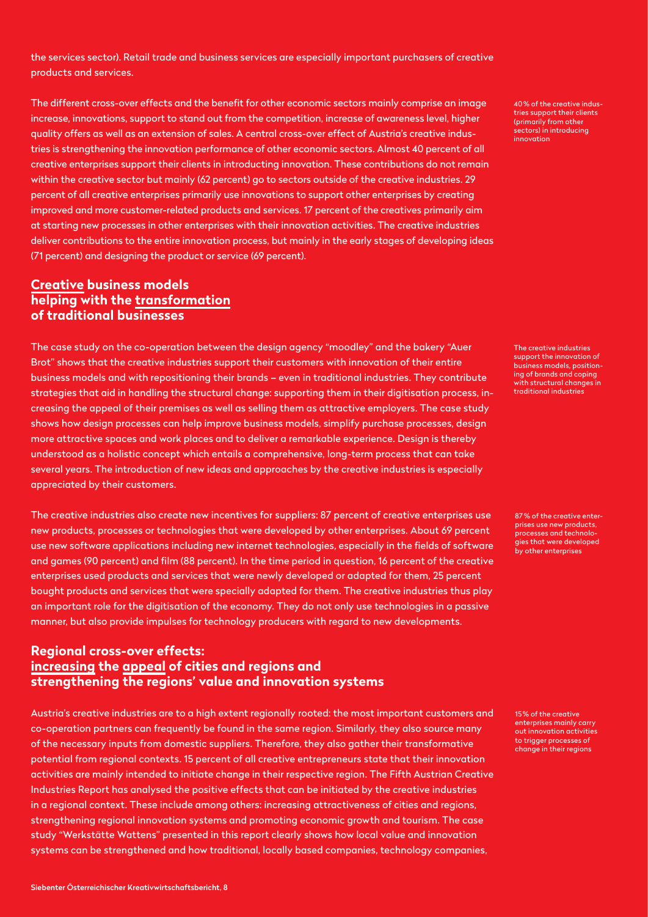the services sector). Retail trade and business services are especially important purchasers of creative products and services.

The different cross-over effects and the benefit for other economic sectors mainly comprise an image increase, innovations, support to stand out from the competition, increase of awareness level, higher quality offers as well as an extension of sales. A central cross-over effect of Austria's creative industries is strengthening the innovation performance of other economic sectors. Almost 40 percent of all creative enterprises support their clients in introducting innovation. These contributions do not remain within the creative sector but mainly (62 percent) go to sectors outside of the creative industries. 29 percent of all creative enterprises primarily use innovations to support other enterprises by creating improved and more customer-related products and services. 17 percent of the creatives primarily aim at starting new processes in other enterprises with their innovation activities. The creative industries deliver contributions to the entire innovation process, but mainly in the early stages of developing ideas (71 percent) and designing the product or service (69 percent).

40% of the creative industries support their clients (primarily from other sectors) in introducing innovation

## Creative business models helping with the transformation of traditional businesses

The case study on the co-operation between the design agency "moodley" and the bakery "Auer Brot" shows that the creative industries support their customers with innovation of their entire business models and with repositioning their brands – even in traditional industries. They contribute strategies that aid in handling the structural change: supporting them in their digitisation process, increasing the appeal of their premises as well as selling them as attractive employers. The case study shows how design processes can help improve business models, simplify purchase processes, design more attractive spaces and work places and to deliver a remarkable experience. Design is thereby understood as a holistic concept which entails a comprehensive, long-term process that can take several years. The introduction of new ideas and approaches by the creative industries is especially appreciated by their customers.

The creative industries support the innovation of business models, positioning of brands and coping with structural changes in traditional industries

The creative industries also create new incentives for suppliers: 87 percent of creative enterprises use new products, processes or technologies that were developed by other enterprises. About 69 percent use new software applications including new internet technologies, especially in the fields of software and games (90 percent) and film (88 percent). In the time period in question, 16 percent of the creative enterprises used products and services that were newly developed or adapted for them, 25 percent bought products and services that were specially adapted for them. The creative industries thus play an important role for the digitisation of the economy. They do not only use technologies in a passive manner, but also provide impulses for technology producers with regard to new developments.

87% of the creative enterprises use new products, processes and technologies that were developed by other enterprises

## Regional cross-over effects: increasing the appeal of cities and regions and strengthening the regions' value and innovation systems

Austria's creative industries are to a high extent regionally rooted: the most important customers and co-operation partners can frequently be found in the same region. Similarly, they also source many of the necessary inputs from domestic suppliers. Therefore, they also gather their transformative potential from regional contexts. 15 percent of all creative entrepreneurs state that their innovation activities are mainly intended to initiate change in their respective region. The Fifth Austrian Creative Industries Report has analysed the positive effects that can be initiated by the creative industries in a regional context. These include among others: increasing attractiveness of cities and regions, strengthening regional innovation systems and promoting economic growth and tourism. The case study "Werkstätte Wattens" presented in this report clearly shows how local value and innovation systems can be strengthened and how traditional, locally based companies, technology companies,

15% of the creative enterprises mainly carry out innovation activities to trigger processes of change in their regions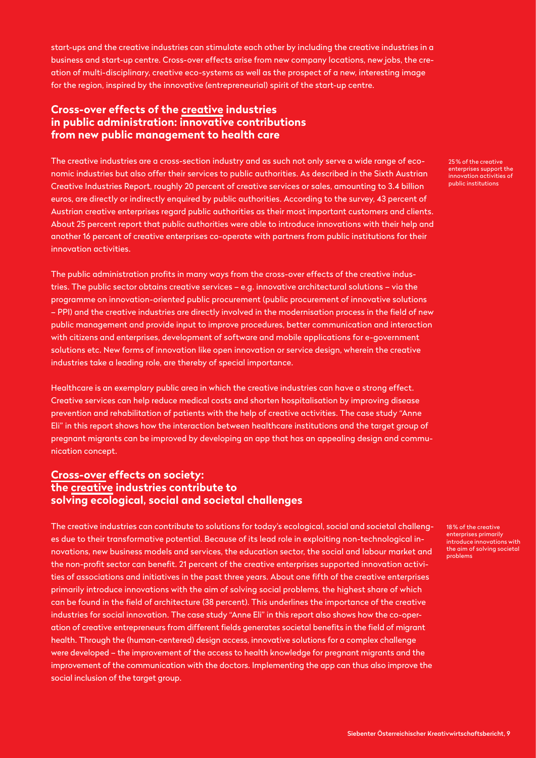start-ups and the creative industries can stimulate each other by including the creative industries in a business and start-up centre. Cross-over effects arise from new company locations, new jobs, the creation of multi-disciplinary, creative eco-systems as well as the prospect of a new, interesting image for the region, inspired by the innovative (entrepreneurial) spirit of the start-up centre.

## Cross-over effects of the creative industries in public administration: innovative contributions from new public management to health care

The creative industries are a cross-section industry and as such not only serve a wide range of economic industries but also offer their services to public authorities. As described in the Sixth Austrian Creative Industries Report, roughly 20 percent of creative services or sales, amounting to 3.4 billion euros, are directly or indirectly enquired by public authorities. According to the survey, 43 percent of Austrian creative enterprises regard public authorities as their most important customers and clients. About 25 percent report that public authorities were able to introduce innovations with their help and another 16 percent of creative enterprises co-operate with partners from public institutions for their innovation activities.

25% of the creative enterprises support the innovation activities of public institutions

The public administration profits in many ways from the cross-over effects of the creative industries. The public sector obtains creative services – e.g. innovative architectural solutions – via the programme on innovation-oriented public procurement (public procurement of innovative solutions – PPI) and the creative industries are directly involved in the modernisation process in the field of new public management and provide input to improve procedures, better communication and interaction with citizens and enterprises, development of software and mobile applications for e-government solutions etc. New forms of innovation like open innovation or service design, wherein the creative industries take a leading role, are thereby of special importance.

Healthcare is an exemplary public area in which the creative industries can have a strong effect. Creative services can help reduce medical costs and shorten hospitalisation by improving disease prevention and rehabilitation of patients with the help of creative activities. The case study "Anne Eli" in this report shows how the interaction between healthcare institutions and the target group of pregnant migrants can be improved by developing an app that has an appealing design and communication concept.

## Cross-over effects on society: the creative industries contribute to solving ecological, social and societal challenges

The creative industries can contribute to solutions for today's ecological, social and societal challenges due to their transformative potential. Because of its lead role in exploiting non-technological innovations, new business models and services, the education sector, the social and labour market and the non-profit sector can benefit. 21 percent of the creative enterprises supported innovation activities of associations and initiatives in the past three years. About one fifth of the creative enterprises primarily introduce innovations with the aim of solving social problems, the highest share of which can be found in the field of architecture (38 percent). This underlines the importance of the creative industries for social innovation. The case study "Anne Eli" in this report also shows how the co-operation of creative entrepreneurs from different fields generates societal benefits in the field of migrant health. Through the (human-centered) design access, innovative solutions for a complex challenge were developed – the improvement of the access to health knowledge for pregnant migrants and the improvement of the communication with the doctors. Implementing the app can thus also improve the social inclusion of the target group.

18% of the creative enterprises primarily introduce innovations with the aim of solving societal problems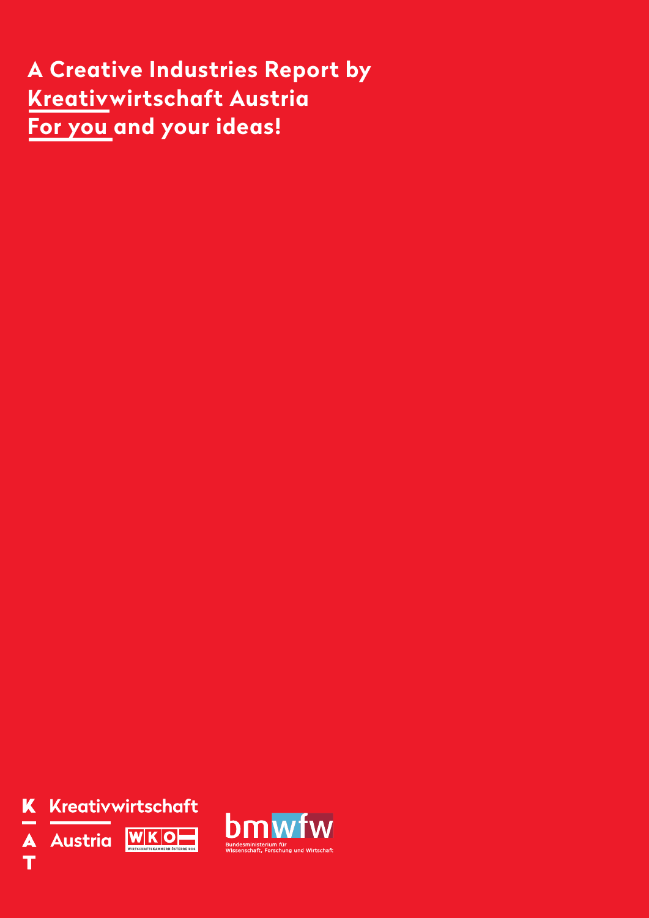**A Creative Industries Report by**
**Kreativwirtschaft Austria**
**For you and your ideas!**

Kreativwirtschaft Austria

WKO WIRTSCHAFTSKAMMERN ÖSTERREICHS

bmwfw
Bundesministerium für
Wissenschaft, Forschung und Wirtschaft